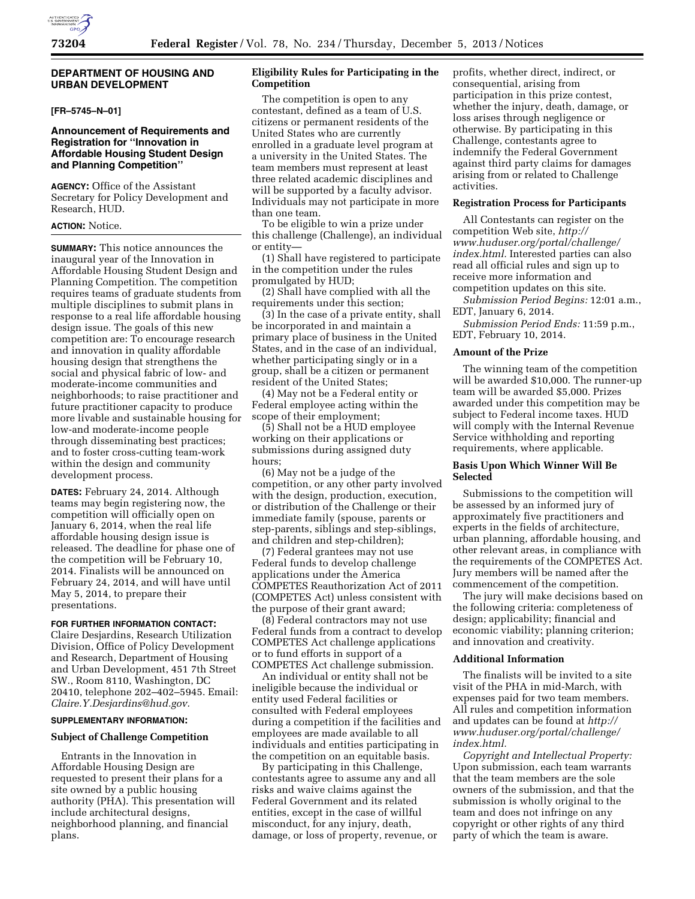## DEPARTMENT OF HOUSING AND URBAN DEVELOPMENT

**[FR–5745–N–01]**

### Announcement of Requirements and Registration for "Innovation in Affordable Housing Student Design and Planning Competition"

**AGENCY:** Office of the Assistant Secretary for Policy Development and Research, HUD.

**ACTION:** Notice.

**SUMMARY:** This notice announces the inaugural year of the Innovation in Affordable Housing Student Design and Planning Competition. The competition requires teams of graduate students from multiple disciplines to submit plans in response to a real life affordable housing design issue. The goals of this new competition are: To encourage research and innovation in quality affordable housing design that strengthens the social and physical fabric of low- and moderate-income communities and neighborhoods; to raise practitioner and future practitioner capacity to produce more livable and sustainable housing for low-and moderate-income people through disseminating best practices; and to foster cross-cutting team-work within the design and community development process.

**DATES:** February 24, 2014. Although teams may begin registering now, the competition will officially open on January 6, 2014, when the real life affordable housing design issue is released. The deadline for phase one of the competition will be February 10, 2014. Finalists will be announced on February 24, 2014, and will have until May 5, 2014, to prepare their presentations.

**FOR FURTHER INFORMATION CONTACT:** Claire Desjardins, Research Utilization Division, Office of Policy Development and Research, Department of Housing and Urban Development, 451 7th Street SW., Room 8110, Washington, DC 20410, telephone 202–402–5945. Email: *Claire.Y.Desjardins@hud.gov.*

**SUPPLEMENTARY INFORMATION:**

#### Subject of Challenge Competition

Entrants in the Innovation in Affordable Housing Design are requested to present their plans for a site owned by a public housing authority (PHA). This presentation will include architectural designs, neighborhood planning, and financial plans.

#### Eligibility Rules for Participating in the Competition

The competition is open to any contestant, defined as a team of U.S. citizens or permanent residents of the United States who are currently enrolled in a graduate level program at a university in the United States. The team members must represent at least three related academic disciplines and will be supported by a faculty advisor. Individuals may not participate in more than one team.

To be eligible to win a prize under this challenge (Challenge), an individual or entity—

(1) Shall have registered to participate in the competition under the rules promulgated by HUD;

(2) Shall have complied with all the requirements under this section;

(3) In the case of a private entity, shall be incorporated in and maintain a primary place of business in the United States, and in the case of an individual, whether participating singly or in a group, shall be a citizen or permanent resident of the United States;

(4) May not be a Federal entity or Federal employee acting within the scope of their employment;

(5) Shall not be a HUD employee working on their applications or submissions during assigned duty hours;

(6) May not be a judge of the competition, or any other party involved with the design, production, execution, or distribution of the Challenge or their immediate family (spouse, parents or step-parents, siblings and step-siblings, and children and step-children);

(7) Federal grantees may not use Federal funds to develop challenge applications under the America COMPETES Reauthorization Act of 2011 (COMPETES Act) unless consistent with the purpose of their grant award;

(8) Federal contractors may not use Federal funds from a contract to develop COMPETES Act challenge applications or to fund efforts in support of a COMPETES Act challenge submission.

An individual or entity shall not be ineligible because the individual or entity used Federal facilities or consulted with Federal employees during a competition if the facilities and employees are made available to all individuals and entities participating in the competition on an equitable basis.

By participating in this Challenge, contestants agree to assume any and all risks and waive claims against the Federal Government and its related entities, except in the case of willful misconduct, for any injury, death, damage, or loss of property, revenue, or profits, whether direct, indirect, or consequential, arising from participation in this prize contest, whether the injury, death, damage, or loss arises through negligence or otherwise. By participating in this Challenge, contestants agree to indemnify the Federal Government against third party claims for damages arising from or related to Challenge activities.

#### Registration Process for Participants

All Contestants can register on the competition Web site, *http://www.huduser.org/portal/challenge/index.html.* Interested parties can also read all official rules and sign up to receive more information and competition updates on this site.

*Submission Period Begins:* 12:01 a.m., EDT, January 6, 2014.

*Submission Period Ends:* 11:59 p.m., EDT, February 10, 2014.

#### Amount of the Prize

The winning team of the competition will be awarded $10,000. The runner-up team will be awarded $5,000. Prizes awarded under this competition may be subject to Federal income taxes. HUD will comply with the Internal Revenue Service withholding and reporting requirements, where applicable.

#### Basis Upon Which Winner Will Be Selected

Submissions to the competition will be assessed by an informed jury of approximately five practitioners and experts in the fields of architecture, urban planning, affordable housing, and other relevant areas, in compliance with the requirements of the COMPETES Act. Jury members will be named after the commencement of the competition.

The jury will make decisions based on the following criteria: completeness of design; applicability; financial and economic viability; planning criterion; and innovation and creativity.

#### Additional Information

The finalists will be invited to a site visit of the PHA in mid-March, with expenses paid for two team members. All rules and competition information and updates can be found at *http://www.huduser.org/portal/challenge/index.html.*

*Copyright and Intellectual Property:* Upon submission, each team warrants that the team members are the sole owners of the submission, and that the submission is wholly original to the team and does not infringe on any copyright or other rights of any third party of which the team is aware.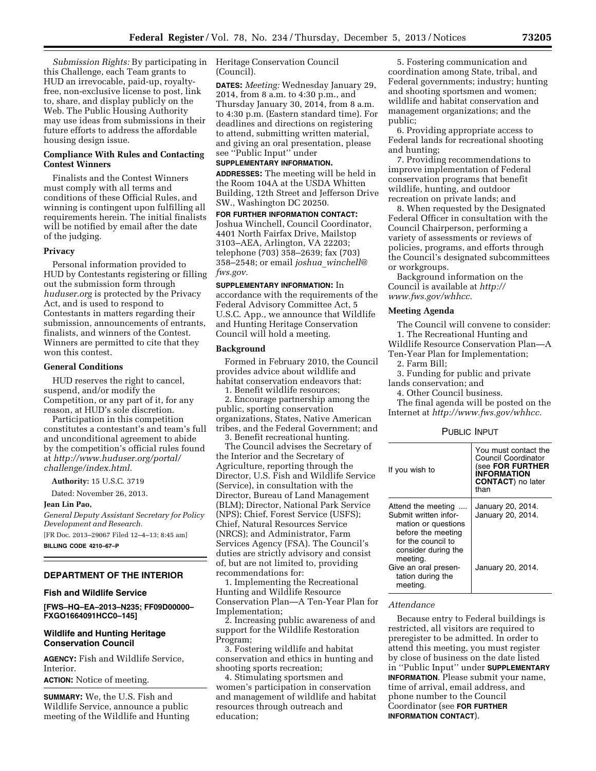*Submission Rights:* By participating in this Challenge, each Team grants to HUD an irrevocable, paid-up, royalty-free, non-exclusive license to post, link to, share, and display publicly on the Web. The Public Housing Authority may use ideas from submissions in their future efforts to address the affordable housing design issue.

**Compliance With Rules and Contacting Contest Winners**

Finalists and the Contest Winners must comply with all terms and conditions of these Official Rules, and winning is contingent upon fulfilling all requirements herein. The initial finalists will be notified by email after the date of the judging.

**Privacy**

Personal information provided to HUD by Contestants registering or filling out the submission form through *huduser.org* is protected by the Privacy Act, and is used to respond to Contestants in matters regarding their submission, announcements of entrants, finalists, and winners of the Contest. Winners are permitted to cite that they won this contest.

**General Conditions**

HUD reserves the right to cancel, suspend, and/or modify the Competition, or any part of it, for any reason, at HUD's sole discretion.

Participation in this competition constitutes a contestant's and team's full and unconditional agreement to abide by the competition's official rules found at *http://www.huduser.org/portal/challenge/index.html.*

**Authority:** 15 U.S.C. 3719

Dated: November 26, 2013.

**Jean Lin Pao,**

*General Deputy Assistant Secretary for Policy Development and Research.*

[FR Doc. 2013–29067 Filed 12–4–13; 8:45 am]

**BILLING CODE 4210–67–P**

## DEPARTMENT OF THE INTERIOR

### Fish and Wildlife Service

**[FWS–HQ–EA–2013–N235; FF09D00000–FXGO1664091HCC0–145]**

### Wildlife and Hunting Heritage Conservation Council

**AGENCY:** Fish and Wildlife Service, Interior.

**ACTION:** Notice of meeting.

**SUMMARY:** We, the U.S. Fish and Wildlife Service, announce a public meeting of the Wildlife and Hunting Heritage Conservation Council (Council).

**DATES:** *Meeting:* Wednesday January 29, 2014, from 8 a.m. to 4:30 p.m., and Thursday January 30, 2014, from 8 a.m. to 4:30 p.m. (Eastern standard time). For deadlines and directions on registering to attend, submitting written material, and giving an oral presentation, please see "Public Input" under **SUPPLEMENTARY INFORMATION.**

**ADDRESSES:** The meeting will be held in the Room 104A at the USDA Whitten Building, 12th Street and Jefferson Drive SW., Washington DC 20250.

**FOR FURTHER INFORMATION CONTACT:** Joshua Winchell, Council Coordinator, 4401 North Fairfax Drive, Mailstop 3103–AEA, Arlington, VA 22203; telephone (703) 358–2639; fax (703) 358–2548; or email *joshua_winchell@fws.gov.*

**SUPPLEMENTARY INFORMATION:** In accordance with the requirements of the Federal Advisory Committee Act, 5 U.S.C. App., we announce that Wildlife and Hunting Heritage Conservation Council will hold a meeting.

**Background**

Formed in February 2010, the Council provides advice about wildlife and habitat conservation endeavors that:

1. Benefit wildlife resources;
2. Encourage partnership among the public, sporting conservation organizations, States, Native American tribes, and the Federal Government; and
3. Benefit recreational hunting.

The Council advises the Secretary of the Interior and the Secretary of Agriculture, reporting through the Director, U.S. Fish and Wildlife Service (Service), in consultation with the Director, Bureau of Land Management (BLM); Director, National Park Service (NPS); Chief, Forest Service (USFS); Chief, Natural Resources Service (NRCS); and Administrator, Farm Services Agency (FSA). The Council's duties are strictly advisory and consist of, but are not limited to, providing recommendations for:

1. Implementing the Recreational Hunting and Wildlife Resource Conservation Plan—A Ten-Year Plan for Implementation;
2. Increasing public awareness of and support for the Wildlife Restoration Program;
3. Fostering wildlife and habitat conservation and ethics in hunting and shooting sports recreation;
4. Stimulating sportsmen and women's participation in conservation and management of wildlife and habitat resources through outreach and education;
5. Fostering communication and coordination among State, tribal, and Federal governments; industry; hunting and shooting sportsmen and women; wildlife and habitat conservation and management organizations; and the public;
6. Providing appropriate access to Federal lands for recreational shooting and hunting;
7. Providing recommendations to improve implementation of Federal conservation programs that benefit wildlife, hunting, and outdoor recreation on private lands; and
8. When requested by the Designated Federal Officer in consultation with the Council Chairperson, performing a variety of assessments or reviews of policies, programs, and efforts through the Council's designated subcommittees or workgroups.

Background information on the Council is available at *http://www.fws.gov/whhcc.*

**Meeting Agenda**

The Council will convene to consider:

1. The Recreational Hunting and Wildlife Resource Conservation Plan—A Ten-Year Plan for Implementation;
2. Farm Bill;
3. Funding for public and private lands conservation; and
4. Other Council business.

The final agenda will be posted on the Internet at *http://www.fws.gov/whhcc.*

PUBLIC INPUT

| If you wish to | You must contact the Council Coordinator (see **FOR FURTHER INFORMATION CONTACT**) no later than |
|---|---|
| Attend the meeting .... | January 20, 2014. |
| Submit written information or questions before the meeting for the council to consider during the meeting. | January 20, 2014. |
| Give an oral presentation during the meeting. | January 20, 2014. |

*Attendance*

Because entry to Federal buildings is restricted, all visitors are required to preregister to be admitted. In order to attend this meeting, you must register by close of business on the date listed in "Public Input" under **SUPPLEMENTARY INFORMATION**. Please submit your name, time of arrival, email address, and phone number to the Council Coordinator (see **FOR FURTHER INFORMATION CONTACT**).